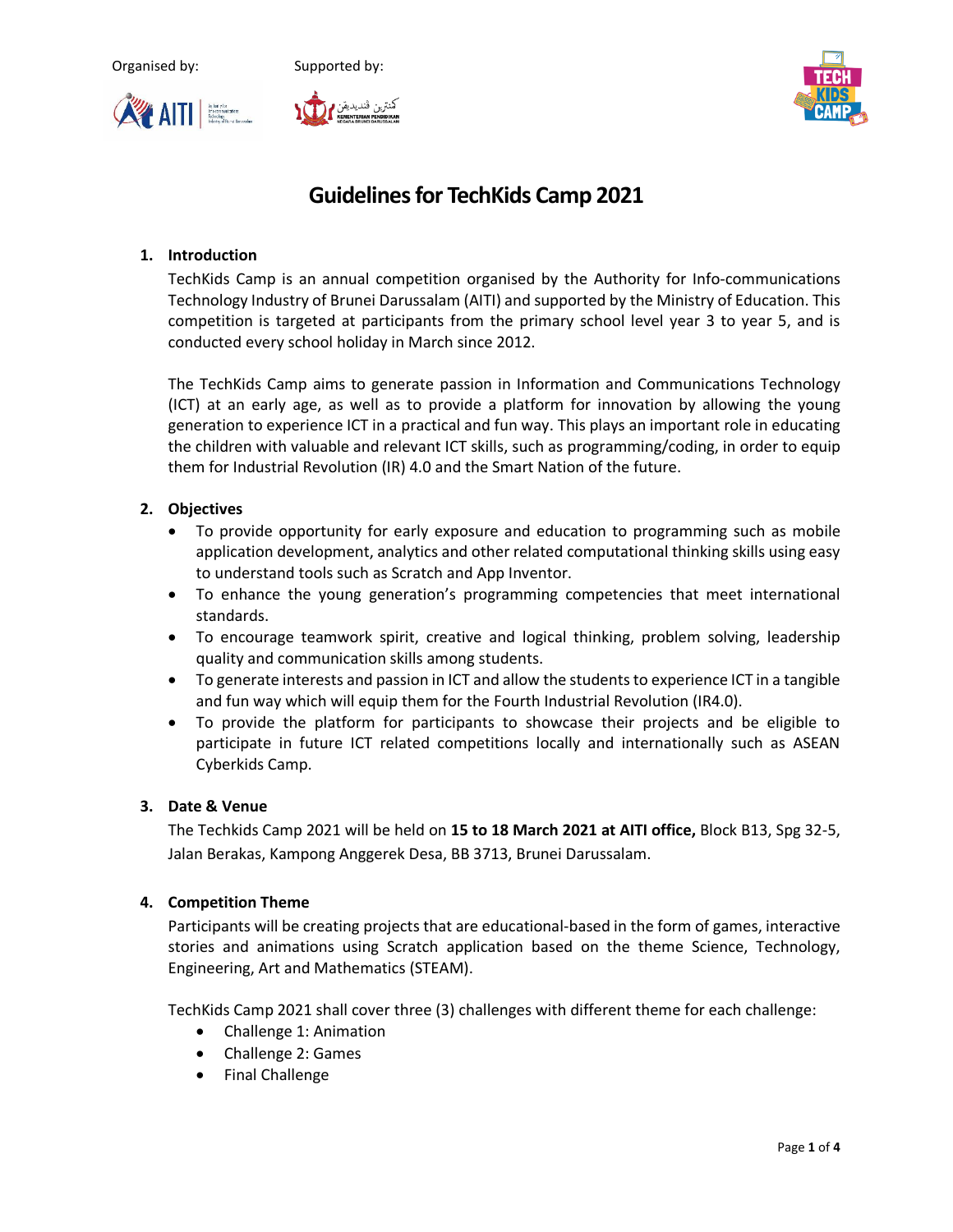Organised by: Supported by:

# Guidelines for TechKids Camp 2021

## 1. Introduction

TechKids Camp is an annual competition organised by the Authority for Info-communications Technology Industry of Brunei Darussalam (AITI) and supported by the Ministry of Education. This competition is targeted at participants from the primary school level year 3 to year 5, and is conducted every school holiday in March since 2012.

The TechKids Camp aims to generate passion in Information and Communications Technology (ICT) at an early age, as well as to provide a platform for innovation by allowing the young generation to experience ICT in a practical and fun way. This plays an important role in educating the children with valuable and relevant ICT skills, such as programming/coding, in order to equip them for Industrial Revolution (IR) 4.0 and the Smart Nation of the future.

## 2. Objectives

- To provide opportunity for early exposure and education to programming such as mobile application development, analytics and other related computational thinking skills using easy to understand tools such as Scratch and App Inventor.
- To enhance the young generation's programming competencies that meet international standards.
- To encourage teamwork spirit, creative and logical thinking, problem solving, leadership quality and communication skills among students.
- To generate interests and passion in ICT and allow the students to experience ICT in a tangible and fun way which will equip them for the Fourth Industrial Revolution (IR4.0).
- To provide the platform for participants to showcase their projects and be eligible to participate in future ICT related competitions locally and internationally such as ASEAN Cyberkids Camp.

## 3. Date & Venue

The Techkids Camp 2021 will be held on **15 to 18 March 2021 at AITI office,** Block B13, Spg 32-5, Jalan Berakas, Kampong Anggerek Desa, BB 3713, Brunei Darussalam.

## 4. Competition Theme

Participants will be creating projects that are educational-based in the form of games, interactive stories and animations using Scratch application based on the theme Science, Technology, Engineering, Art and Mathematics (STEAM).

TechKids Camp 2021 shall cover three (3) challenges with different theme for each challenge:

- Challenge 1: Animation
- Challenge 2: Games
- Final Challenge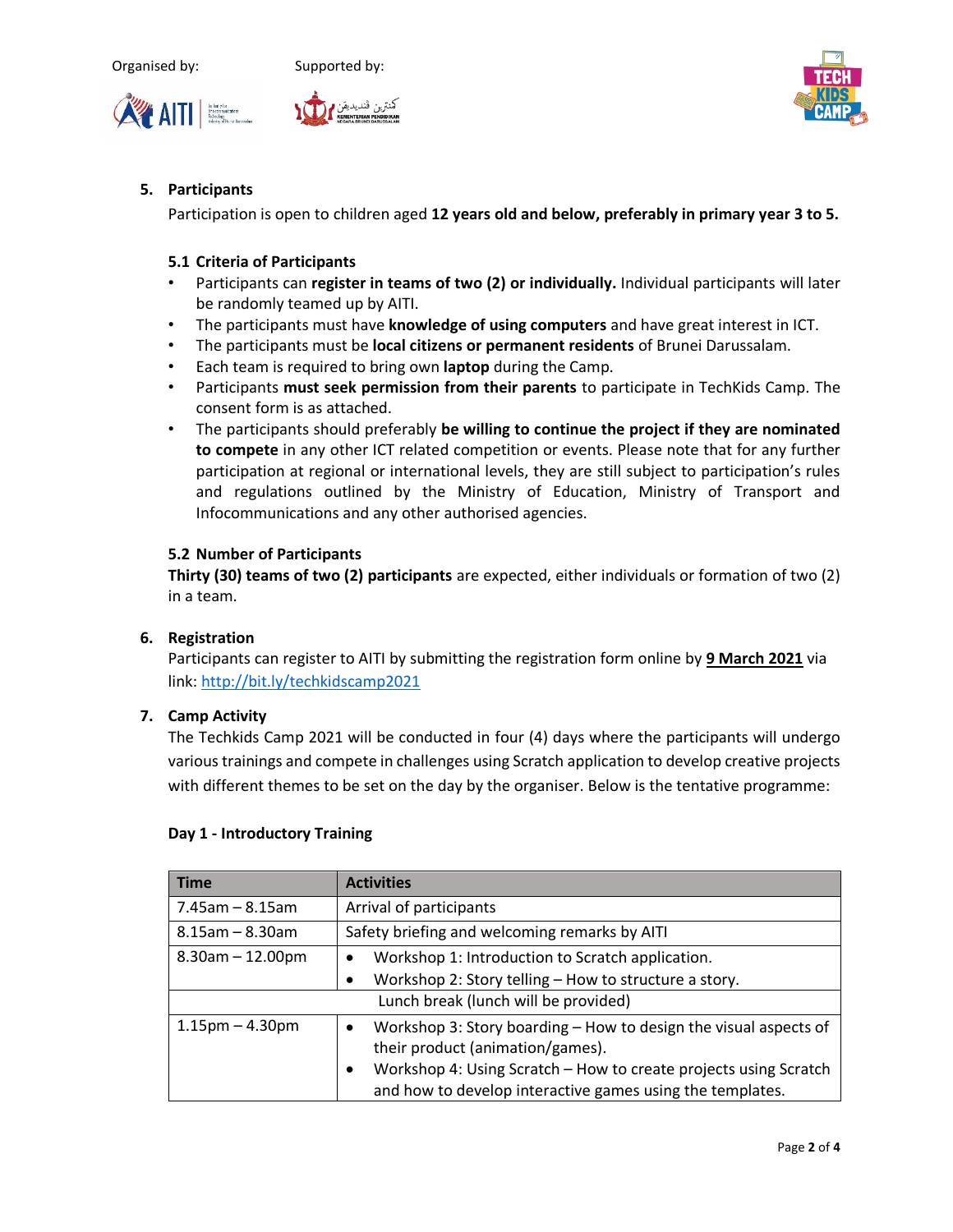Organised by: Supported by:

## 5. Participants

Participation is open to children aged **12 years old and below, preferably in primary year 3 to 5.**

### 5.1 Criteria of Participants

- Participants can **register in teams of two (2) or individually.** Individual participants will later be randomly teamed up by AITI.
- The participants must have **knowledge of using computers** and have great interest in ICT.
- The participants must be **local citizens or permanent residents** of Brunei Darussalam.
- Each team is required to bring own **laptop** during the Camp.
- Participants **must seek permission from their parents** to participate in TechKids Camp. The consent form is as attached.
- The participants should preferably **be willing to continue the project if they are nominated to compete** in any other ICT related competition or events. Please note that for any further participation at regional or international levels, they are still subject to participation's rules and regulations outlined by the Ministry of Education, Ministry of Transport and Infocommunications and any other authorised agencies.

### 5.2 Number of Participants

**Thirty (30) teams of two (2) participants** are expected, either individuals or formation of two (2) in a team.

## 6. Registration

Participants can register to AITI by submitting the registration form online by **9 March 2021** via link: http://bit.ly/techkidscamp2021

## 7. Camp Activity

The Techkids Camp 2021 will be conducted in four (4) days where the participants will undergo various trainings and compete in challenges using Scratch application to develop creative projects with different themes to be set on the day by the organiser. Below is the tentative programme:

**Day 1 - Introductory Training**

| Time | Activities |
|---|---|
| 7.45am – 8.15am | Arrival of participants |
| 8.15am – 8.30am | Safety briefing and welcoming remarks by AITI |
| 8.30am – 12.00pm | • Workshop 1: Introduction to Scratch application.<br>• Workshop 2: Story telling – How to structure a story. |
| | Lunch break (lunch will be provided) |
| 1.15pm – 4.30pm | • Workshop 3: Story boarding – How to design the visual aspects of their product (animation/games).<br>• Workshop 4: Using Scratch – How to create projects using Scratch and how to develop interactive games using the templates. |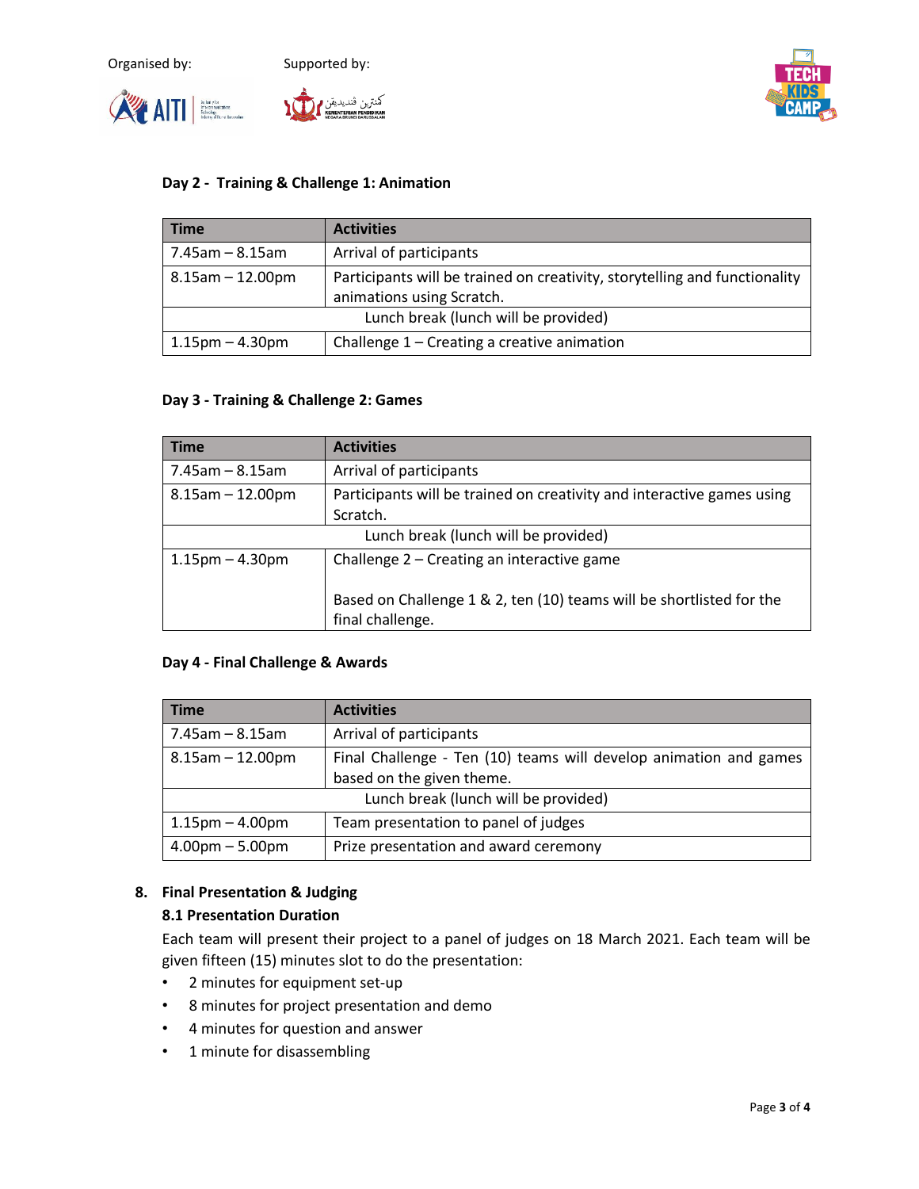**Day 2 - Training & Challenge 1: Animation**

| Time | Activities |
|---|---|
| 7.45am – 8.15am | Arrival of participants |
| 8.15am – 12.00pm | Participants will be trained on creativity, storytelling and functionality animations using Scratch. |
| Lunch break (lunch will be provided) | |
| 1.15pm – 4.30pm | Challenge 1 – Creating a creative animation |

**Day 3 - Training & Challenge 2: Games**

| Time | Activities |
|---|---|
| 7.45am – 8.15am | Arrival of participants |
| 8.15am – 12.00pm | Participants will be trained on creativity and interactive games using Scratch. |
| Lunch break (lunch will be provided) | |
| 1.15pm – 4.30pm | Challenge 2 – Creating an interactive game<br><br>Based on Challenge 1 & 2, ten (10) teams will be shortlisted for the final challenge. |

**Day 4 - Final Challenge & Awards**

| Time | Activities |
|---|---|
| 7.45am – 8.15am | Arrival of participants |
| 8.15am – 12.00pm | Final Challenge - Ten (10) teams will develop animation and games based on the given theme. |
| Lunch break (lunch will be provided) | |
| 1.15pm – 4.00pm | Team presentation to panel of judges |
| 4.00pm – 5.00pm | Prize presentation and award ceremony |

## 8. Final Presentation & Judging

### 8.1 Presentation Duration

Each team will present their project to a panel of judges on 18 March 2021. Each team will be given fifteen (15) minutes slot to do the presentation:

- 2 minutes for equipment set-up
- 8 minutes for project presentation and demo
- 4 minutes for question and answer
- 1 minute for disassembling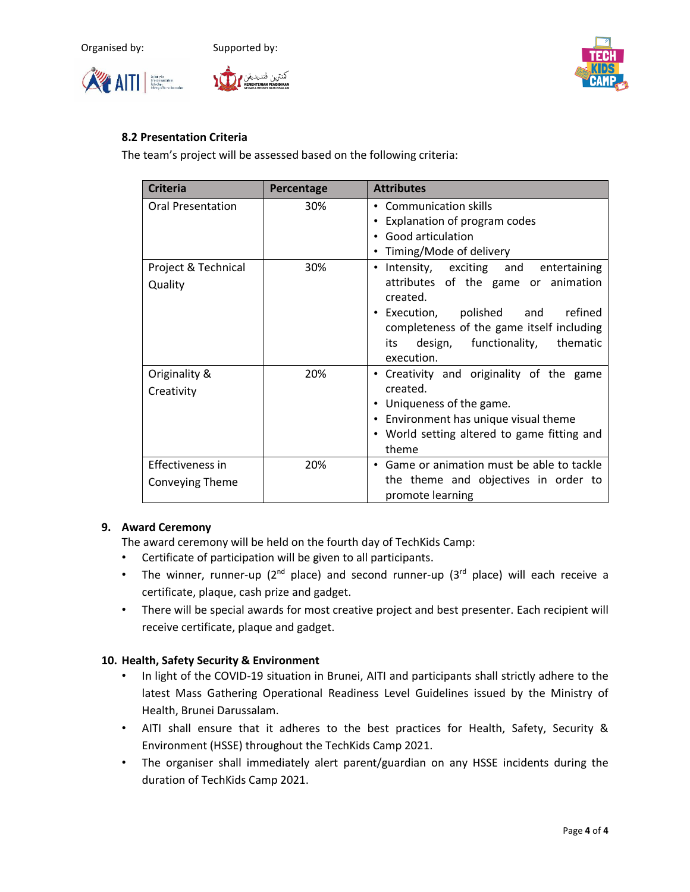Organised by: Supported by:

### 8.2 Presentation Criteria

The team's project will be assessed based on the following criteria:

| Criteria | Percentage | Attributes |
|---|---|---|
| Oral Presentation | 30% | • Communication skills<br>• Explanation of program codes<br>• Good articulation<br>• Timing/Mode of delivery |
| Project & Technical Quality | 30% | • Intensity, exciting and entertaining attributes of the game or animation created.<br>• Execution, polished and refined completeness of the game itself including its design, functionality, thematic execution. |
| Originality & Creativity | 20% | • Creativity and originality of the game created.<br>• Uniqueness of the game.<br>• Environment has unique visual theme<br>• World setting altered to game fitting and theme |
| Effectiveness in Conveying Theme | 20% | • Game or animation must be able to tackle the theme and objectives in order to promote learning |

## 9. Award Ceremony

The award ceremony will be held on the fourth day of TechKids Camp:

- Certificate of participation will be given to all participants.
- The winner, runner-up (2nd place) and second runner-up (3rd place) will each receive a certificate, plaque, cash prize and gadget.
- There will be special awards for most creative project and best presenter. Each recipient will receive certificate, plaque and gadget.

## 10. Health, Safety Security & Environment

- In light of the COVID-19 situation in Brunei, AITI and participants shall strictly adhere to the latest Mass Gathering Operational Readiness Level Guidelines issued by the Ministry of Health, Brunei Darussalam.
- AITI shall ensure that it adheres to the best practices for Health, Safety, Security & Environment (HSSE) throughout the TechKids Camp 2021.
- The organiser shall immediately alert parent/guardian on any HSSE incidents during the duration of TechKids Camp 2021.